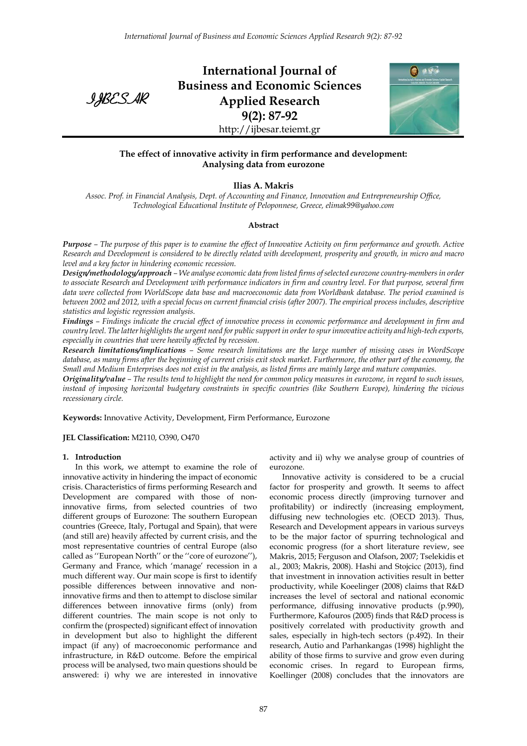# International Journal of Business and Economic Sciences Applied Research

**9(2): 87-92**

http://ijbesar.teiemt.gr

## The effect of innovative activity in firm performance and development: Analysing data from eurozone

**Ilias A. Makris**

*Assoc. Prof. in Financial Analysis, Dept. of Accounting and Finance, Innovation and Entrepreneurship Office, Technological Educational Institute of Peloponnese, Greece, elimak99@yahoo.com*

### Abstract

***Purpose*** *– The purpose of this paper is to examine the effect of Innovative Activity on firm performance and growth. Active Research and Development is considered to be directly related with development, prosperity and growth, in micro and macro level and a key factor in hindering economic recession.*

***Design/methodology/approach*** *– We analyse economic data from listed firms of selected eurozone country-members in order to associate Research and Development with performance indicators in firm and country level. For that purpose, several firm data were collected from WorldScope data base and macroeconomic data from Worldbank database. The period examined is between 2002 and 2012, with a special focus on current financial crisis (after 2007). The empirical process includes, descriptive statistics and logistic regression analysis.*

***Findings*** *– Findings indicate the crucial effect of innovative process in economic performance and development in firm and country level. The latter highlights the urgent need for public support in order to spur innovative activity and high-tech exports, especially in countries that were heavily affected by recession.*

***Research limitations/implications*** *– Some research limitations are the large number of missing cases in WordScope database, as many firms after the beginning of current crisis exit stock market. Furthermore, the other part of the economy, the Small and Medium Enterprises does not exist in the analysis, as listed firms are mainly large and mature companies.*

***Originality/value*** *– The results tend to highlight the need for common policy measures in eurozone, in regard to such issues, instead of imposing horizontal budgetary constraints in specific countries (like Southern Europe), hindering the vicious recessionary circle.*

**Keywords:** Innovative Activity, Development, Firm Performance, Eurozone

**JEL Classification:** M2110, O390, O470

## 1. Introduction

In this work, we attempt to examine the role of innovative activity in hindering the impact of economic crisis. Characteristics of firms performing Research and Development are compared with those of non-innovative firms, from selected countries of two different groups of Eurozone: The southern European countries (Greece, Italy, Portugal and Spain), that were (and still are) heavily affected by current crisis, and the most representative countries of central Europe (also called as ''European North'' or the ''core of eurozone''), Germany and France, which 'manage' recession in a much different way. Our main scope is first to identify possible differences between innovative and non-innovative firms and then to attempt to disclose similar differences between innovative firms (only) from different countries. The main scope is not only to confirm the (prospected) significant effect of innovation in development but also to highlight the different impact (if any) of macroeconomic performance and infrastructure, in R&D outcome. Before the empirical process will be analysed, two main questions should be answered: i) why we are interested in innovative activity and ii) why we analyse group of countries of eurozone.

Innovative activity is considered to be a crucial factor for prosperity and growth. It seems to affect economic process directly (improving turnover and profitability) or indirectly (increasing employment, diffusing new technologies etc. (OECD 2013). Thus, Research and Development appears in various surveys to be the major factor of spurring technological and economic progress (for a short literature review, see Makris, 2015; Ferguson and Olafson, 2007; Tselekidis et al., 2003; Makris, 2008). Hashi and Stojcicc (2013), find that investment in innovation activities result in better productivity, while Koeelinger (2008) claims that R&D increases the level of sectoral and national economic performance, diffusing innovative products (p.990), Furthermore, Kafouros (2005) finds that R&D process is positively correlated with productivity growth and sales, especially in high-tech sectors (p.492). In their research, Autio and Parhankangas (1998) highlight the ability of those firms to survive and grow even during economic crises. In regard to European firms, Koellinger (2008) concludes that the innovators are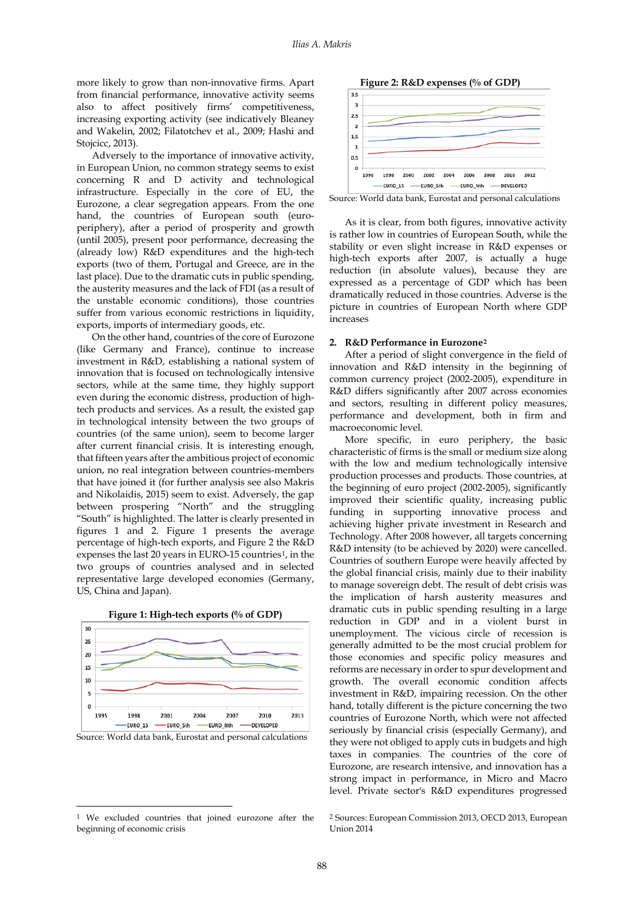more likely to grow than non-innovative firms. Apart from financial performance, innovative activity seems also to affect positively firms' competitiveness, increasing exporting activity (see indicatively Bleaney and Wakelin, 2002; Filatotchev et al., 2009; Hashi and Stojcicc, 2013).

Adversely to the importance of innovative activity, in European Union, no common strategy seems to exist concerning R and D activity and technological infrastructure. Especially in the core of EU, the Eurozone, a clear segregation appears. From the one hand, the countries of European south (euro-periphery), after a period of prosperity and growth (until 2005), present poor performance, decreasing the (already low) R&D expenditures and the high-tech exports (two of them, Portugal and Greece, are in the last place). Due to the dramatic cuts in public spending, the austerity measures and the lack of FDI (as a result of the unstable economic conditions), those countries suffer from various economic restrictions in liquidity, exports, imports of intermediary goods, etc.

On the other hand, countries of the core of Eurozone (like Germany and France), continue to increase investment in R&D, establishing a national system of innovation that is focused on technologically intensive sectors, while at the same time, they highly support even during the economic distress, production of high-tech products and services. As a result, the existed gap in technological intensity between the two groups of countries (of the same union), seem to become larger after current financial crisis. It is interesting enough, that fifteen years after the ambitious project of economic union, no real integration between countries-members that have joined it (for further analysis see also Makris and Nikolaidis, 2015) seem to exist. Adversely, the gap between prospering "North" and the struggling "South" is highlighted. The latter is clearly presented in figures 1 and 2. Figure 1 presents the average percentage of high-tech exports, and Figure 2 the R&D expenses the last 20 years in EURO-15 countries[1], in the two groups of countries analysed and in selected representative large developed economies (Germany, US, China and Japan).

**Figure 1: High-tech exports (% of GDP)**

Source: World data bank, Eurostat and personal calculations

**Figure 2: R&D expenses (% of GDP)**

Source: World data bank, Eurostat and personal calculations

As it is clear, from both figures, innovative activity is rather low in countries of European South, while the stability or even slight increase in R&D expenses or high-tech exports after 2007, is actually a huge reduction (in absolute values), because they are expressed as a percentage of GDP which has been dramatically reduced in those countries. Adverse is the picture in countries of European North where GDP increases

## 2. R&D Performance in Eurozone[2]

After a period of slight convergence in the field of innovation and R&D intensity in the beginning of common currency project (2002-2005), expenditure in R&D differs significantly after 2007 across economies and sectors, resulting in different policy measures, performance and development, both in firm and macroeconomic level.

More specific, in euro periphery, the basic characteristic of firms is the small or medium size along with the low and medium technologically intensive production processes and products. Those countries, at the beginning of euro project (2002-2005), significantly improved their scientific quality, increasing public funding in supporting innovative process and achieving higher private investment in Research and Technology. After 2008 however, all targets concerning R&D intensity (to be achieved by 2020) were cancelled. Countries of southern Europe were heavily affected by the global financial crisis, mainly due to their inability to manage sovereign debt. The result of debt crisis was the implication of harsh austerity measures and dramatic cuts in public spending resulting in a large reduction in GDP and in a violent burst in unemployment. The vicious circle of recession is generally admitted to be the most crucial problem for those economies and specific policy measures and reforms are necessary in order to spur development and growth. The overall economic condition affects investment in R&D, impairing recession. On the other hand, totally different is the picture concerning the two countries of Eurozone North, which were not affected seriously by financial crisis (especially Germany), and they were not obliged to apply cuts in budgets and high taxes in companies. The countries of the core of Eurozone, are research intensive, and innovation has a strong impact in performance, in Micro and Macro level. Private sector's R&D expenditures progressed

---

[1] We excluded countries that joined eurozone after the beginning of economic crisis

[2] Sources: European Commission 2013, OECD 2013, European Union 2014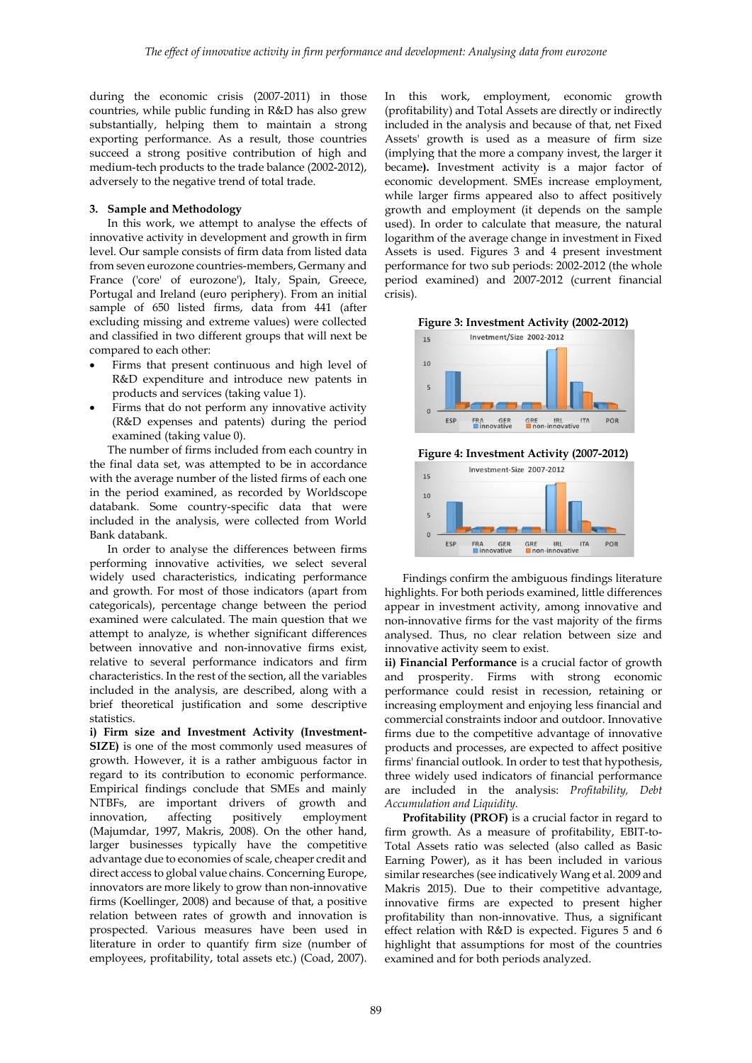during the economic crisis (2007-2011) in those countries, while public funding in R&D has also grew substantially, helping them to maintain a strong exporting performance. As a result, those countries succeed a strong positive contribution of high and medium-tech products to the trade balance (2002-2012), adversely to the negative trend of total trade.

## 3. Sample and Methodology

In this work, we attempt to analyse the effects of innovative activity in development and growth in firm level. Our sample consists of firm data from listed data from seven eurozone countries-members, Germany and France ('core' of eurozone'), Italy, Spain, Greece, Portugal and Ireland (euro periphery). From an initial sample of 650 listed firms, data from 441 (after excluding missing and extreme values) were collected and classified in two different groups that will next be compared to each other:

- Firms that present continuous and high level of R&D expenditure and introduce new patents in products and services (taking value 1).
- Firms that do not perform any innovative activity (R&D expenses and patents) during the period examined (taking value 0).

The number of firms included from each country in the final data set, was attempted to be in accordance with the average number of the listed firms of each one in the period examined, as recorded by Worldscope databank. Some country-specific data that were included in the analysis, were collected from World Bank databank.

In order to analyse the differences between firms performing innovative activities, we select several widely used characteristics, indicating performance and growth. For most of those indicators (apart from categoricals), percentage change between the period examined were calculated. The main question that we attempt to analyze, is whether significant differences between innovative and non-innovative firms exist, relative to several performance indicators and firm characteristics. In the rest of the section, all the variables included in the analysis, are described, along with a brief theoretical justification and some descriptive statistics.

**i) Firm size and Investment Activity (Investment-SIZE)** is one of the most commonly used measures of growth. However, it is a rather ambiguous factor in regard to its contribution to economic performance. Empirical findings conclude that SMEs and mainly NTBFs, are important drivers of growth and innovation, affecting positively employment (Majumdar, 1997, Makris, 2008). On the other hand, larger businesses typically have the competitive advantage due to economies of scale, cheaper credit and direct access to global value chains. Concerning Europe, innovators are more likely to grow than non-innovative firms (Koellinger, 2008) and because of that, a positive relation between rates of growth and innovation is prospected. Various measures have been used in literature in order to quantify firm size (number of employees, profitability, total assets etc.) (Coad, 2007). In this work, employment, economic growth (profitability) and Total Assets are directly or indirectly included in the analysis and because of that, net Fixed Assets' growth is used as a measure of firm size (implying that the more a company invest, the larger it became**).** Investment activity is a major factor of economic development. SMEs increase employment, while larger firms appeared also to affect positively growth and employment (it depends on the sample used). In order to calculate that measure, the natural logarithm of the average change in investment in Fixed Assets is used. Figures 3 and 4 present investment performance for two sub periods: 2002-2012 (the whole period examined) and 2007-2012 (current financial crisis).

**Figure 3: Investment Activity (2002-2012)**

**Figure 4: Investment Activity (2007-2012)**

Findings confirm the ambiguous findings literature highlights. For both periods examined, little differences appear in investment activity, among innovative and non-innovative firms for the vast majority of the firms analysed. Thus, no clear relation between size and innovative activity seem to exist.

**ii) Financial Performance** is a crucial factor of growth and prosperity. Firms with strong economic performance could resist in recession, retaining or increasing employment and enjoying less financial and commercial constraints indoor and outdoor. Innovative firms due to the competitive advantage of innovative products and processes, are expected to affect positive firms' financial outlook. In order to test that hypothesis, three widely used indicators of financial performance are included in the analysis: *Profitability, Debt Accumulation and Liquidity.*

**Profitability (PROF)** is a crucial factor in regard to firm growth. As a measure of profitability, EBIT-to-Total Assets ratio was selected (also called as Basic Earning Power), as it has been included in various similar researches (see indicatively Wang et al. 2009 and Makris 2015). Due to their competitive advantage, innovative firms are expected to present higher profitability than non-innovative. Thus, a significant effect relation with R&D is expected. Figures 5 and 6 highlight that assumptions for most of the countries examined and for both periods analyzed.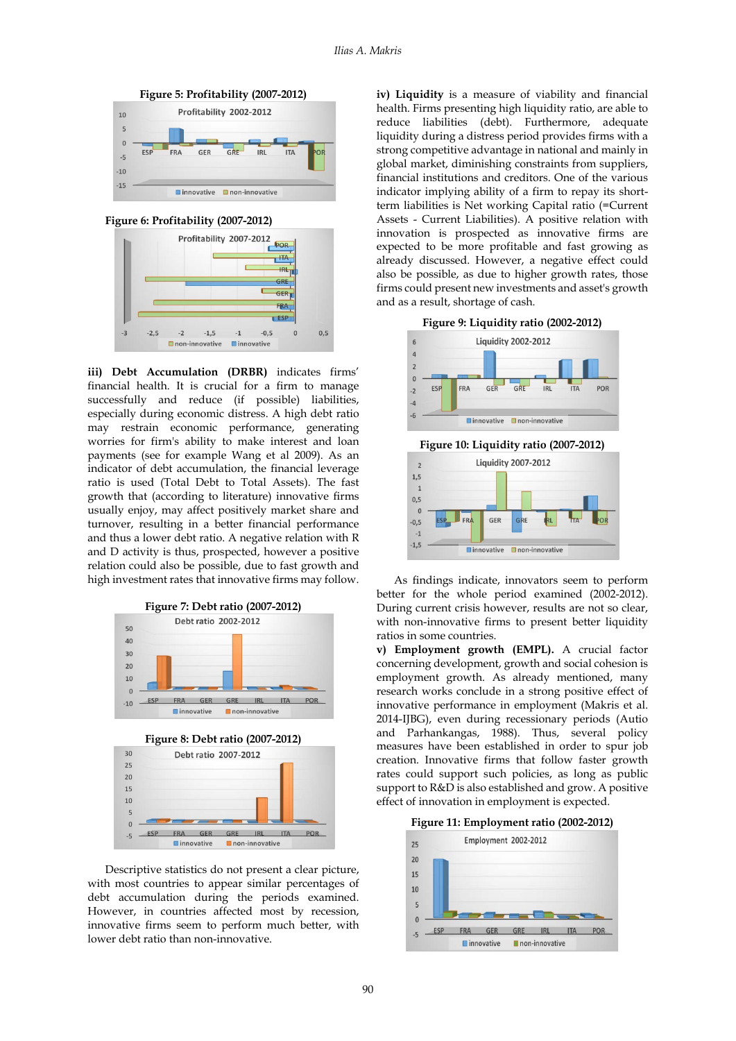**Figure 5: Profitability (2007-2012)**

**Figure 6: Profitability (2007-2012)**

**iii) Debt Accumulation (DRBR)** indicates firms' financial health. It is crucial for a firm to manage successfully and reduce (if possible) liabilities, especially during economic distress. A high debt ratio may restrain economic performance, generating worries for firm's ability to make interest and loan payments (see for example Wang et al 2009). As an indicator of debt accumulation, the financial leverage ratio is used (Total Debt to Total Assets). The fast growth that (according to literature) innovative firms usually enjoy, may affect positively market share and turnover, resulting in a better financial performance and thus a lower debt ratio. A negative relation with R and D activity is thus, prospected, however a positive relation could also be possible, due to fast growth and high investment rates that innovative firms may follow.

**Figure 7: Debt ratio (2007-2012)**

**Figure 8: Debt ratio (2007-2012)**

Descriptive statistics do not present a clear picture, with most countries to appear similar percentages of debt accumulation during the periods examined. However, in countries affected most by recession, innovative firms seem to perform much better, with lower debt ratio than non-innovative.

**iv) Liquidity** is a measure of viability and financial health. Firms presenting high liquidity ratio, are able to reduce liabilities (debt). Furthermore, adequate liquidity during a distress period provides firms with a strong competitive advantage in national and mainly in global market, diminishing constraints from suppliers, financial institutions and creditors. One of the various indicator implying ability of a firm to repay its short-term liabilities is Net working Capital ratio (=Current Assets - Current Liabilities). A positive relation with innovation is prospected as innovative firms are expected to be more profitable and fast growing as already discussed. However, a negative effect could also be possible, as due to higher growth rates, those firms could present new investments and asset's growth and as a result, shortage of cash.

**Figure 9: Liquidity ratio (2002-2012)**

**Figure 10: Liquidity ratio (2007-2012)**

As findings indicate, innovators seem to perform better for the whole period examined (2002-2012). During current crisis however, results are not so clear, with non-innovative firms to present better liquidity ratios in some countries.

**v) Employment growth (EMPL).** A crucial factor concerning development, growth and social cohesion is employment growth. As already mentioned, many research works conclude in a strong positive effect of innovative performance in employment (Makris et al. 2014-IJBG), even during recessionary periods (Autio and Parhankangas, 1988). Thus, several policy measures have been established in order to spur job creation. Innovative firms that follow faster growth rates could support such policies, as long as public support to R&D is also established and grow. A positive effect of innovation in employment is expected.

**Figure 11: Employment ratio (2002-2012)**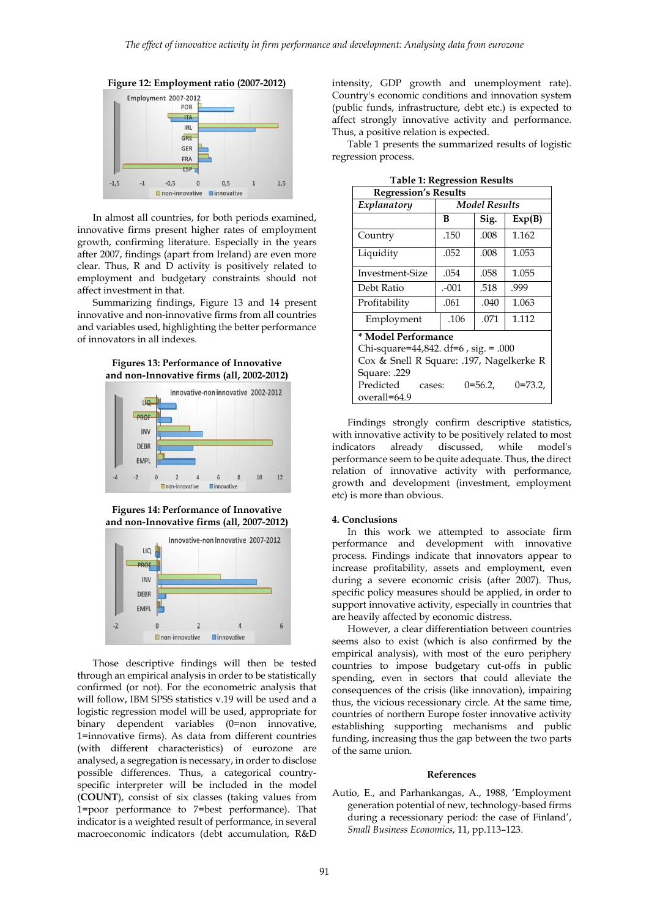**Figure 12: Employment ratio (2007-2012)**

In almost all countries, for both periods examined, innovative firms present higher rates of employment growth, confirming literature. Especially in the years after 2007, findings (apart from Ireland) are even more clear. Thus, R and D activity is positively related to employment and budgetary constraints should not affect investment in that.

Summarizing findings, Figure 13 and 14 present innovative and non-innovative firms from all countries and variables used, highlighting the better performance of innovators in all indexes.

**Figures 13: Performance of Innovative and non-Innovative firms (all, 2002-2012)**

**Figures 14: Performance of Innovative and non-Innovative firms (all, 2007-2012)**

Those descriptive findings will then be tested through an empirical analysis in order to be statistically confirmed (or not). For the econometric analysis that will follow, IBM SPSS statistics v.19 will be used and a logistic regression model will be used, appropriate for binary dependent variables (0=non innovative, 1=innovative firms). As data from different countries (with different characteristics) of eurozone are analysed, a segregation is necessary, in order to disclose possible differences. Thus, a categorical country-specific interpreter will be included in the model (**COUNT**), consist of six classes (taking values from 1=poor performance to 7=best performance). That indicator is a weighted result of performance, in several macroeconomic indicators (debt accumulation, R&D intensity, GDP growth and unemployment rate). Country's economic conditions and innovation system (public funds, infrastructure, debt etc.) is expected to affect strongly innovative activity and performance. Thus, a positive relation is expected.

Table 1 presents the summarized results of logistic regression process.

**Table 1: Regression Results**

| **Regression's Results** | | | |
|---|---|---|---|
| ***Explanatory*** | ***Model Results*** | | |
| | **B** | **Sig.** | **Exp(B)** |
| Country | .150 | .008 | 1.162 |
| Liquidity | .052 | .008 | 1.053 |
| Investment-Size | .054 | .058 | 1.055 |
| Debt Ratio | .-001 | .518 | .999 |
| Profitability | .061 | .040 | 1.063 |
| Employment | .106 | .071 | 1.112 |
| **\* Model Performance**<br>Chi-square=44,842. df=6 , sig. = .000<br>Cox & Snell R Square: .197, Nagelkerke R Square: .229<br>Predicted cases: 0=56.2, 0=73.2, overall=64.9 | | | |

Findings strongly confirm descriptive statistics, with innovative activity to be positively related to most indicators already discussed, while model's performance seem to be quite adequate. Thus, the direct relation of innovative activity with performance, growth and development (investment, employment etc) is more than obvious.

## 4. Conclusions

In this work we attempted to associate firm performance and development with innovative process. Findings indicate that innovators appear to increase profitability, assets and employment, even during a severe economic crisis (after 2007). Thus, specific policy measures should be applied, in order to support innovative activity, especially in countries that are heavily affected by economic distress.

However, a clear differentiation between countries seems also to exist (which is also confirmed by the empirical analysis), with most of the euro periphery countries to impose budgetary cut-offs in public spending, even in sectors that could alleviate the consequences of the crisis (like innovation), impairing thus, the vicious recessionary circle. At the same time, countries of northern Europe foster innovative activity establishing supporting mechanisms and public funding, increasing thus the gap between the two parts of the same union.

## References

Autio, E., and Parhankangas, A., 1988, 'Employment generation potential of new, technology-based firms during a recessionary period: the case of Finland', *Small Business Economics*, 11, pp.113–123.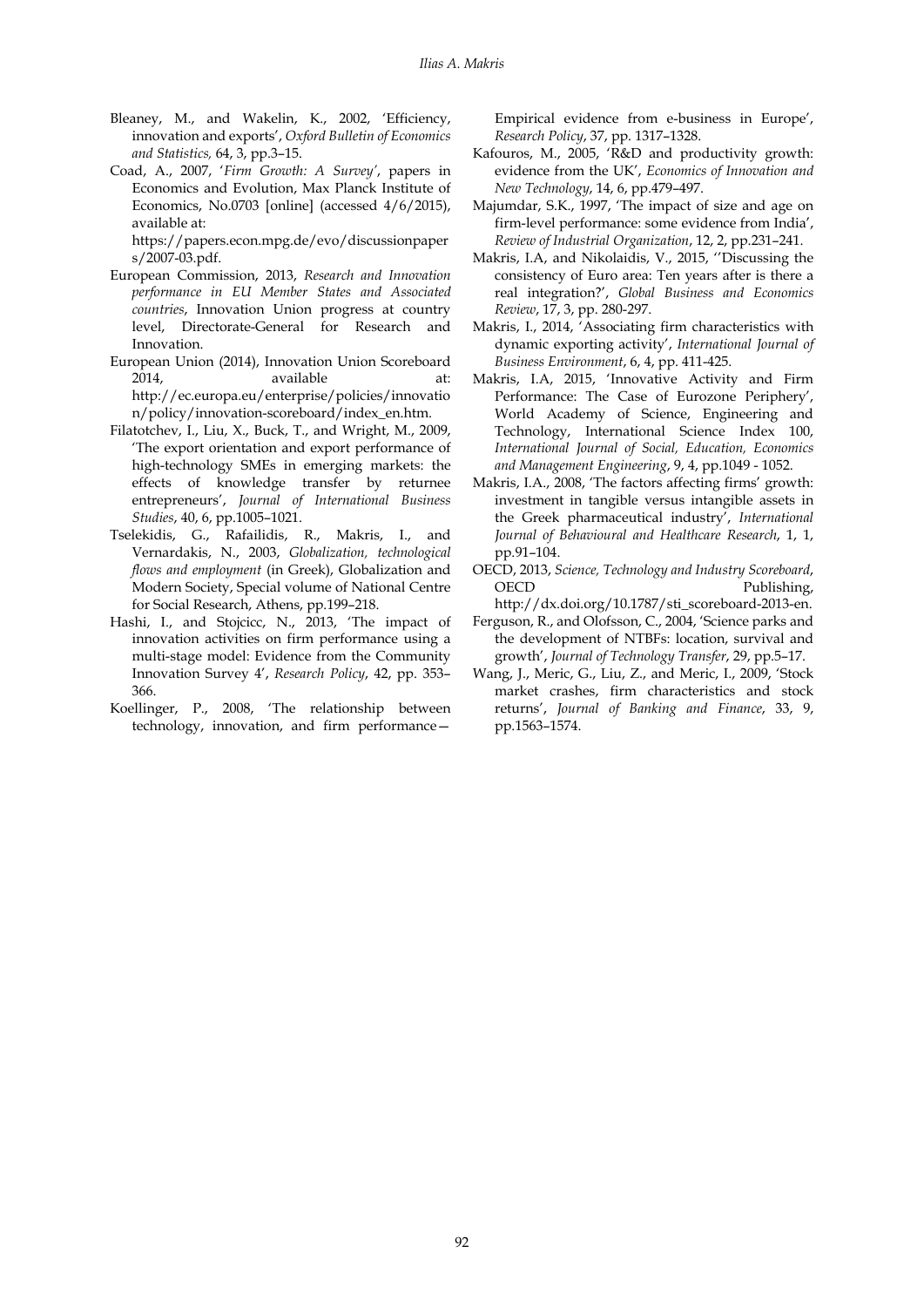Bleaney, M., and Wakelin, K., 2002, 'Efficiency, innovation and exports', *Oxford Bulletin of Economics and Statistics,* 64, 3, pp.3–15.

Coad, A., 2007, '*Firm Growth: A Survey*', papers in Economics and Evolution, Max Planck Institute of Economics, No.0703 [online] (accessed 4/6/2015), available at: https://papers.econ.mpg.de/evo/discussionpapers/2007-03.pdf.

European Commission, 2013, *Research and Innovation performance in EU Member States and Associated countries*, Innovation Union progress at country level, Directorate-General for Research and Innovation.

European Union (2014), Innovation Union Scoreboard 2014, available at: http://ec.europa.eu/enterprise/policies/innovation/policy/innovation-scoreboard/index_en.htm.

Filatotchev, I., Liu, X., Buck, T., and Wright, M., 2009, 'The export orientation and export performance of high-technology SMEs in emerging markets: the effects of knowledge transfer by returnee entrepreneurs', *Journal of International Business Studies*, 40, 6, pp.1005–1021.

Tselekidis, G., Rafailidis, R., Makris, I., and Vernardakis, N., 2003, *Globalization, technological flows and employment* (in Greek), Globalization and Modern Society, Special volume of National Centre for Social Research, Athens, pp.199–218.

Hashi, I., and Stojcicc, N., 2013, 'The impact of innovation activities on firm performance using a multi-stage model: Evidence from the Community Innovation Survey 4', *Research Policy*, 42, pp. 353–366.

Koellinger, P., 2008, 'The relationship between technology, innovation, and firm performance—Empirical evidence from e-business in Europe', *Research Policy*, 37, pp. 1317–1328.

Kafouros, M., 2005, 'R&D and productivity growth: evidence from the UK', *Economics of Innovation and New Technology*, 14, 6, pp.479–497.

Majumdar, S.K., 1997, 'The impact of size and age on firm-level performance: some evidence from India', *Review of Industrial Organization*, 12, 2, pp.231–241.

Makris, I.A, and Nikolaidis, V., 2015, ''Discussing the consistency of Euro area: Ten years after is there a real integration?', *Global Business and Economics Review*, 17, 3, pp. 280-297.

Makris, I., 2014, 'Associating firm characteristics with dynamic exporting activity', *International Journal of Business Environment*, 6, 4, pp. 411-425.

Makris, I.A, 2015, 'Innovative Activity and Firm Performance: The Case of Eurozone Periphery', World Academy of Science, Engineering and Technology, International Science Index 100, *International Journal of Social, Education, Economics and Management Engineering*, 9, 4, pp.1049 - 1052.

Makris, I.A., 2008, 'The factors affecting firms' growth: investment in tangible versus intangible assets in the Greek pharmaceutical industry', *International Journal of Behavioural and Healthcare Research*, 1, 1, pp.91–104.

OECD, 2013, *Science, Technology and Industry Scoreboard*, OECD Publishing, http://dx.doi.org/10.1787/sti_scoreboard-2013-en.

Ferguson, R., and Olofsson, C., 2004, 'Science parks and the development of NTBFs: location, survival and growth', *Journal of Technology Transfer*, 29, pp.5–17.

Wang, J., Meric, G., Liu, Z., and Meric, I., 2009, 'Stock market crashes, firm characteristics and stock returns', *Journal of Banking and Finance*, 33, 9, pp.1563–1574.